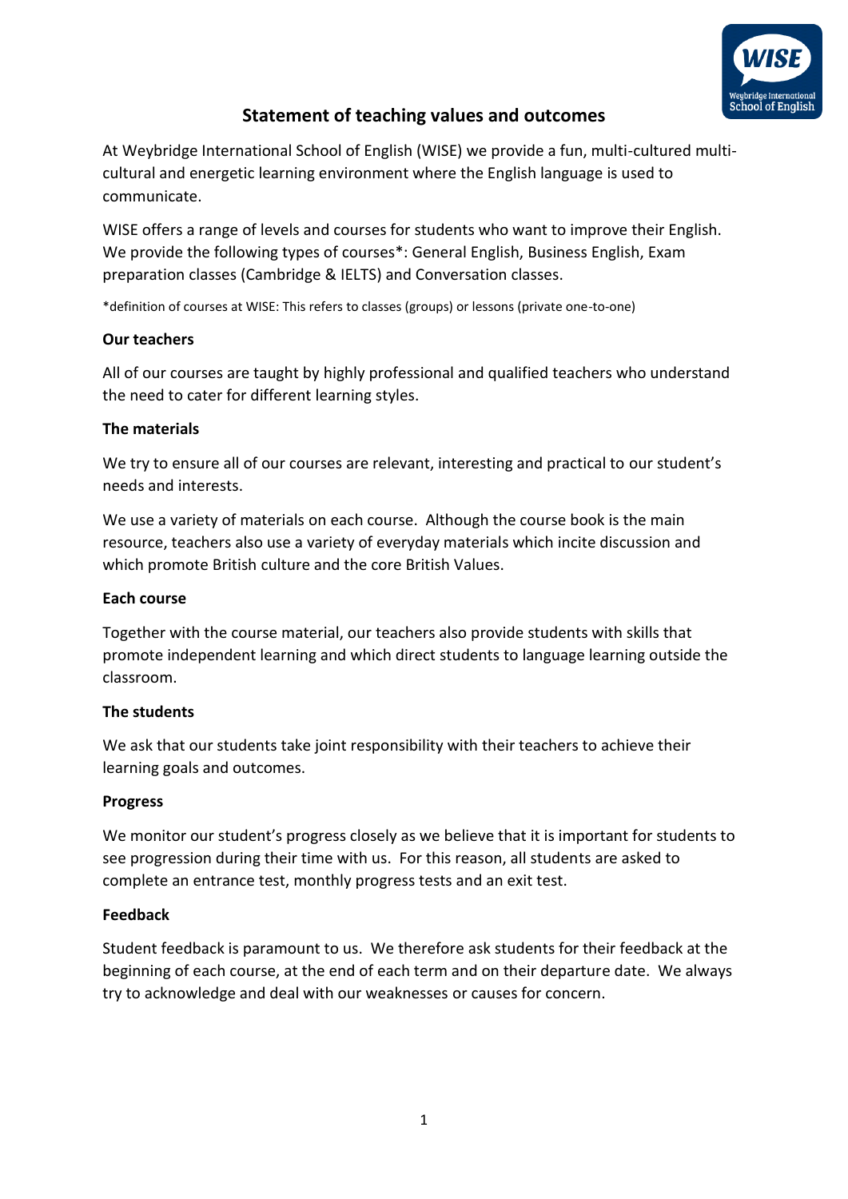# Statement of teaching values and outcomes

At Weybridge International School of English (WISE) we provide a fun, multi-cultured multi-cultural and energetic learning environment where the English language is used to communicate.

WISE offers a range of levels and courses for students who want to improve their English. We provide the following types of courses*: General English, Business English, Exam preparation classes (Cambridge & IELTS) and Conversation classes.

*definition of courses at WISE: This refers to classes (groups) or lessons (private one-to-one)

**Our teachers**

All of our courses are taught by highly professional and qualified teachers who understand the need to cater for different learning styles.

**The materials**

We try to ensure all of our courses are relevant, interesting and practical to our student's needs and interests.

We use a variety of materials on each course. Although the course book is the main resource, teachers also use a variety of everyday materials which incite discussion and which promote British culture and the core British Values.

**Each course**

Together with the course material, our teachers also provide students with skills that promote independent learning and which direct students to language learning outside the classroom.

**The students**

We ask that our students take joint responsibility with their teachers to achieve their learning goals and outcomes.

**Progress**

We monitor our student's progress closely as we believe that it is important for students to see progression during their time with us. For this reason, all students are asked to complete an entrance test, monthly progress tests and an exit test.

**Feedback**

Student feedback is paramount to us. We therefore ask students for their feedback at the beginning of each course, at the end of each term and on their departure date. We always try to acknowledge and deal with our weaknesses or causes for concern.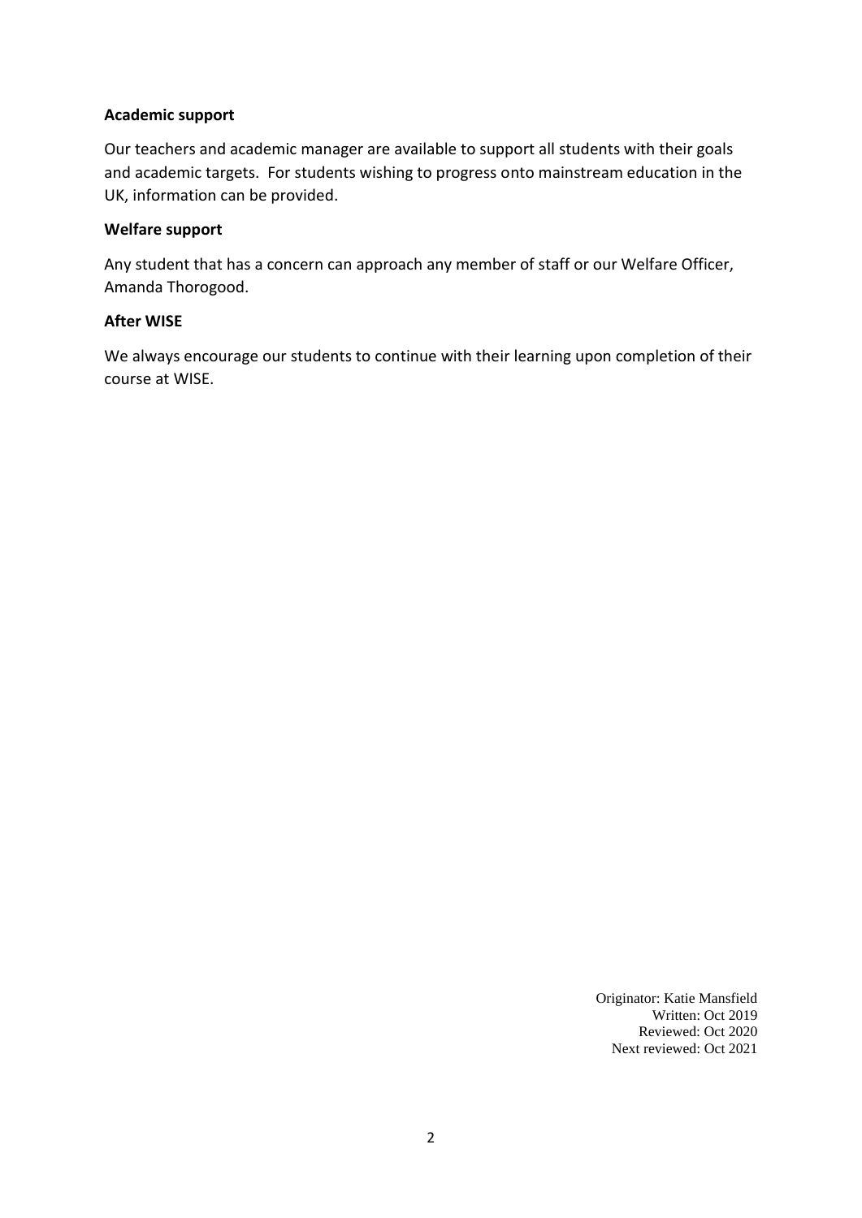**Academic support**

Our teachers and academic manager are available to support all students with their goals and academic targets. For students wishing to progress onto mainstream education in the UK, information can be provided.

**Welfare support**

Any student that has a concern can approach any member of staff or our Welfare Officer, Amanda Thorogood.

**After WISE**

We always encourage our students to continue with their learning upon completion of their course at WISE.

Originator: Katie Mansfield
Written: Oct 2019
Reviewed: Oct 2020
Next reviewed: Oct 2021